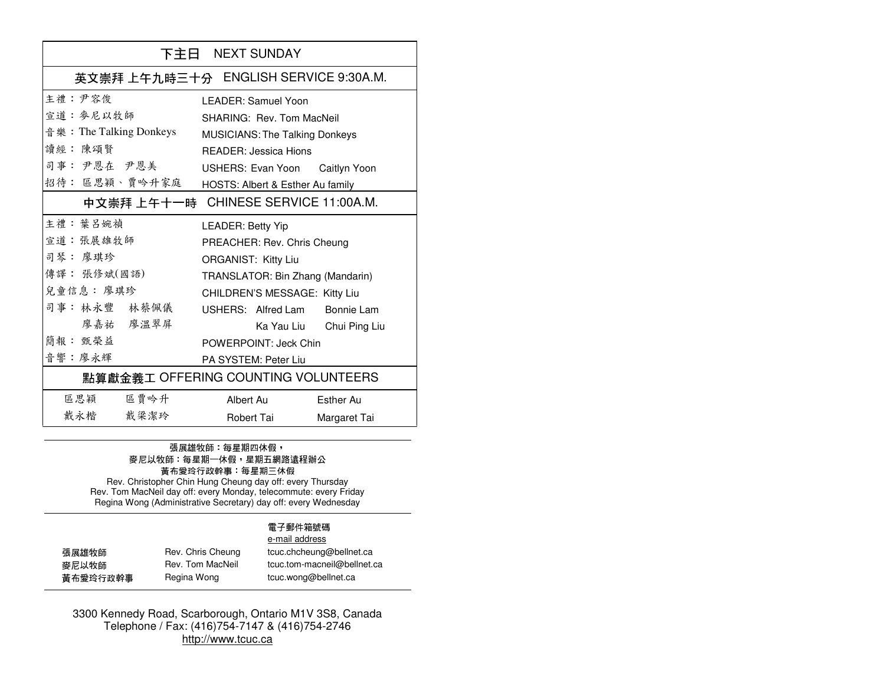## 下主日 NEXT SUNDAY

| 英文崇拜 上午九時三十分 ENGLISH SERVICE 9:30A.M. | |
|---|---|
| 主禮：尹容俊 | LEADER: Samuel Yoon |
| 宣道：麥尼以牧師 | SHARING: Rev. Tom MacNeil |
| 音樂：The Talking Donkeys | MUSICIANS: The Talking Donkeys |
| 讀經： 陳頌賢 | READER: Jessica Hions |
| 司事： 尹恩在 尹恩美 | USHERS: Evan Yoon Caitlyn Yoon |
| 招待： 區思穎、賈吟升家庭 | HOSTS: Albert & Esther Au family |

| 中文崇拜 上午十一時 CHINESE SERVICE 11:00A.M. | |
|---|---|
| 主禮：葉呂婉禎 | LEADER: Betty Yip |
| 宣道：張展雄牧師 | PREACHER: Rev. Chris Cheung |
| 司琴： 廖琪珍 | ORGANIST: Kitty Liu |
| 傳譯： 張修斌(國語) | TRANSLATOR: Bin Zhang (Mandarin) |
| 兒童信息： 廖琪珍 | CHILDREN'S MESSAGE: Kitty Liu |
| 司事： 林永豐 林蔡佩儀 | USHERS: Alfred Lam Bonnie Lam |
| 廖嘉祐 廖溫翠屏 | Ka Yau Liu Chui Ping Liu |
| 簡報： 甄榮益 | POWERPOINT: Jeck Chin |
| 音響：廖永輝 | PA SYSTEM: Peter Liu |

| 點算獻金義工 OFFERING COUNTING VOLUNTEERS | | | |
|---|---|---|---|
| 區思穎 | 區賈吟升 | Albert Au | Esther Au |
| 戴永楷 | 戴梁潔玲 | Robert Tai | Margaret Tai |

張展雄牧師：每星期四休假，
麥尼以牧師：每星期一休假，星期五網路遠程辦公
黃布愛玲行政幹事：每星期三休假
Rev. Christopher Chin Hung Cheung day off: every Thursday
Rev. Tom MacNeil day off: every Monday, telecommute: every Friday
Regina Wong (Administrative Secretary) day off: every Wednesday

| | | 電子郵件箱號碼 e-mail address |
|---|---|---|
| 張展雄牧師 | Rev. Chris Cheung | tcuc.chcheung@bellnet.ca |
| 麥尼以牧師 | Rev. Tom MacNeil | tcuc.tom-macneil@bellnet.ca |
| 黃布愛玲行政幹事 | Regina Wong | tcuc.wong@bellnet.ca |

3300 Kennedy Road, Scarborough, Ontario M1V 3S8, Canada
Telephone / Fax: (416)754-7147 & (416)754-2746
http://www.tcuc.ca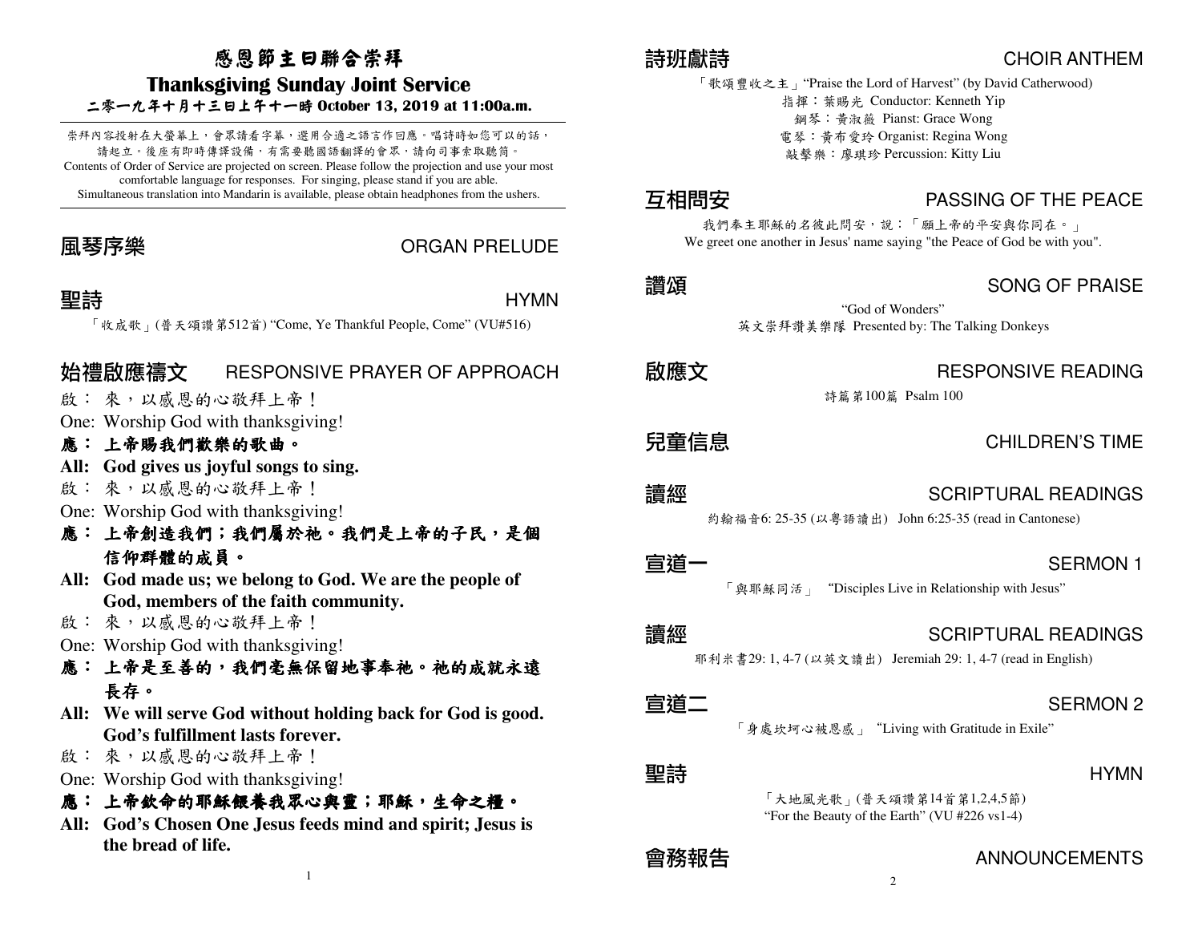# 感恩節主日聯合崇拜

## Thanksgiving Sunday Joint Service

**二零一九年十月十三日上午十一時 October 13, 2019 at 11:00a.m.**

崇拜內容投射在大螢幕上，會眾請看字幕，選用合適之語言作回應。唱詩時如您可以的話，請起立。後座有即時傳譯設備，有需要聽國語翻譯的會眾，請向司事索取聽筒。
Contents of Order of Service are projected on screen. Please follow the projection and use your most comfortable language for responses. For singing, please stand if you are able.
Simultaneous translation into Mandarin is available, please obtain headphones from the ushers.

## 風琴序樂 ORGAN PRELUDE

## 聖詩 HYMN

「收成歌」(普天頌讚第512首) "Come, Ye Thankful People, Come" (VU#516)

## 始禮啟應禱文 RESPONSIVE PRAYER OF APPROACH

啟： 來，以感恩的心敬拜上帝！
One: Worship God with thanksgiving!
**應： 上帝賜我們歡樂的歌曲。**
**All: God gives us joyful songs to sing.**
啟： 來，以感恩的心敬拜上帝！
One: Worship God with thanksgiving!
**應： 上帝創造我們；我們屬於祂。我們是上帝的子民，是個信仰群體的成員。**
**All: God made us; we belong to God. We are the people of God, members of the faith community.**
啟： 來，以感恩的心敬拜上帝！
One: Worship God with thanksgiving!
**應： 上帝是至善的，我們毫無保留地事奉祂。祂的成就永遠長存。**
**All: We will serve God without holding back for God is good. God's fulfillment lasts forever.**
啟： 來，以感恩的心敬拜上帝！
One: Worship God with thanksgiving!
**應： 上帝欽命的耶穌餵養我眾心與靈；耶穌，生命之糧。**
**All: God's Chosen One Jesus feeds mind and spirit; Jesus is the bread of life.**

## 詩班獻詩 CHOIR ANTHEM

「歌頌豐收之主」"Praise the Lord of Harvest" (by David Catherwood)
指揮：葉賜光 Conductor: Kenneth Yip
鋼琴：黃淑薇 Pianst: Grace Wong
電琴：黃布愛玲 Organist: Regina Wong
敲擊樂：廖琪珍 Percussion: Kitty Liu

## 互相問安 PASSING OF THE PEACE

我們奉主耶穌的名彼此問安，說：「願上帝的平安與你同在。」
We greet one another in Jesus' name saying "the Peace of God be with you".

## 讚頌 SONG OF PRAISE

"God of Wonders"
英文崇拜讚美樂隊 Presented by: The Talking Donkeys

## 啟應文 RESPONSIVE READING

詩篇第100篇 Psalm 100

## 兒童信息 CHILDREN'S TIME

## 讀經 SCRIPTURAL READINGS

約翰福音6: 25-35 (以粵語讀出) John 6:25-35 (read in Cantonese)

## 宣道一 SERMON 1

「與耶穌同活」 "Disciples Live in Relationship with Jesus"

## 讀經 SCRIPTURAL READINGS

耶利米書29: 1, 4-7 (以英文讀出) Jeremiah 29: 1, 4-7 (read in English)

## 宣道二 SERMON 2

「身處坎坷心被恩感」"Living with Gratitude in Exile"

## 聖詩 HYMN

「大地風光歌」(普天頌讚第14首第1,2,4,5節)
"For the Beauty of the Earth" (VU #226 vs1-4)

## 會務報告 ANNOUNCEMENTS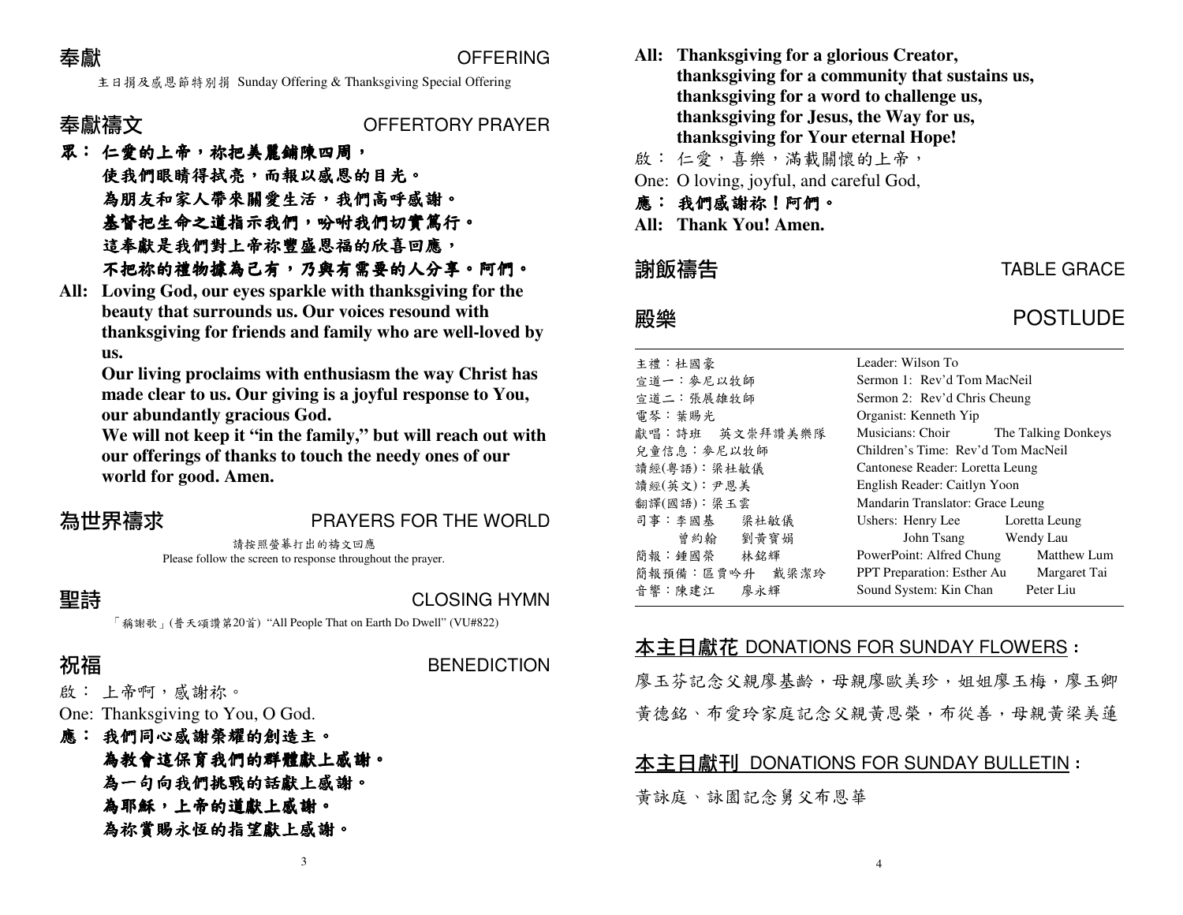## 奉獻 OFFERING

主日捐及感恩節特別捐 Sunday Offering & Thanksgiving Special Offering

## 奉獻禱文 OFFERTORY PRAYER

**眾： 仁愛的上帝，祢把美麗鋪陳四周，**
**使我們眼睛得拭亮，而報以感恩的目光。**
**為朋友和家人帶來關愛生活，我們高呼感謝。**
**基督把生命之道指示我們，吩咐我們切實篤行。**
**這奉獻是我們對上帝祢豐盛恩福的欣喜回應，**
**不把祢的禮物據為己有，乃與有需要的人分享。阿們。**

**All: Loving God, our eyes sparkle with thanksgiving for the beauty that surrounds us. Our voices resound with thanksgiving for friends and family who are well-loved by us.**
**Our living proclaims with enthusiasm the way Christ has made clear to us. Our giving is a joyful response to You, our abundantly gracious God.**
**We will not keep it "in the family," but will reach out with our offerings of thanks to touch the needy ones of our world for good. Amen.**

## 為世界禱求 PRAYERS FOR THE WORLD

請按照螢幕打出的禱文回應
Please follow the screen to response throughout the prayer.

## 聖詩 CLOSING HYMN

「稱謝歌」(普天頌讚第20首) "All People That on Earth Do Dwell" (VU#822)

## 祝福 BENEDICTION

啟： 上帝啊，感謝祢。
One: Thanksgiving to You, O God.
**應： 我們同心感謝榮耀的創造主。**
**為教會這保育我們的群體獻上感謝。**
**為一句向我們挑戰的話獻上感謝。**
**為耶穌，上帝的道獻上感謝。**
**為祢賞賜永恆的指望獻上感謝。**

**All: Thanksgiving for a glorious Creator,**
**thanksgiving for a community that sustains us,**
**thanksgiving for a word to challenge us,**
**thanksgiving for Jesus, the Way for us,**
**thanksgiving for Your eternal Hope!**

啟： 仁愛，喜樂，滿載關懷的上帝，
One: O loving, joyful, and careful God,
**應： 我們感謝祢！阿們。**
**All: Thank You! Amen.**

## 謝飯禱告 TABLE GRACE

## 殿樂 POSTLUDE

| | |
|---|---|
| 主禮：杜國豪 | Leader: Wilson To |
| 宣道一：麥尼以牧師 | Sermon 1: Rev'd Tom MacNeil |
| 宣道二：張展雄牧師 | Sermon 2: Rev'd Chris Cheung |
| 電琴：葉賜光 | Organist: Kenneth Yip |
| 獻唱：詩班　英文崇拜讚美樂隊 | Musicians: Choir　The Talking Donkeys |
| 兒童信息：麥尼以牧師 | Children's Time: Rev'd Tom MacNeil |
| 讀經(粵語)：梁杜敏儀 | Cantonese Reader: Loretta Leung |
| 讀經(英文)：尹恩美 | English Reader: Caitlyn Yoon |
| 翻譯(國語)：梁玉雲 | Mandarin Translator: Grace Leung |
| 司事：李國基　梁杜敏儀 曾約翰　劉黃寶娟 | Ushers: Henry Lee　Loretta Leung John Tsang　Wendy Lau |
| 簡報：鍾國榮　林銘輝 | PowerPoint: Alfred Chung　Matthew Lum |
| 簡報預備：區賈吟升　戴梁潔玲 | PPT Preparation: Esther Au　Margaret Tai |
| 音響：陳建江　廖永輝 | Sound System: Kin Chan　Peter Liu |

## 本主日獻花 DONATIONS FOR SUNDAY FLOWERS：

廖玉芬記念父親廖基齡，母親廖歐美珍，姐姐廖玉梅，廖玉卿

黃德銘、布愛玲家庭記念父親黃恩榮，布從善，母親黃梁美蓮

## 本主日獻刊 DONATIONS FOR SUNDAY BULLETIN：

黃詠庭、詠園記念舅父布恩華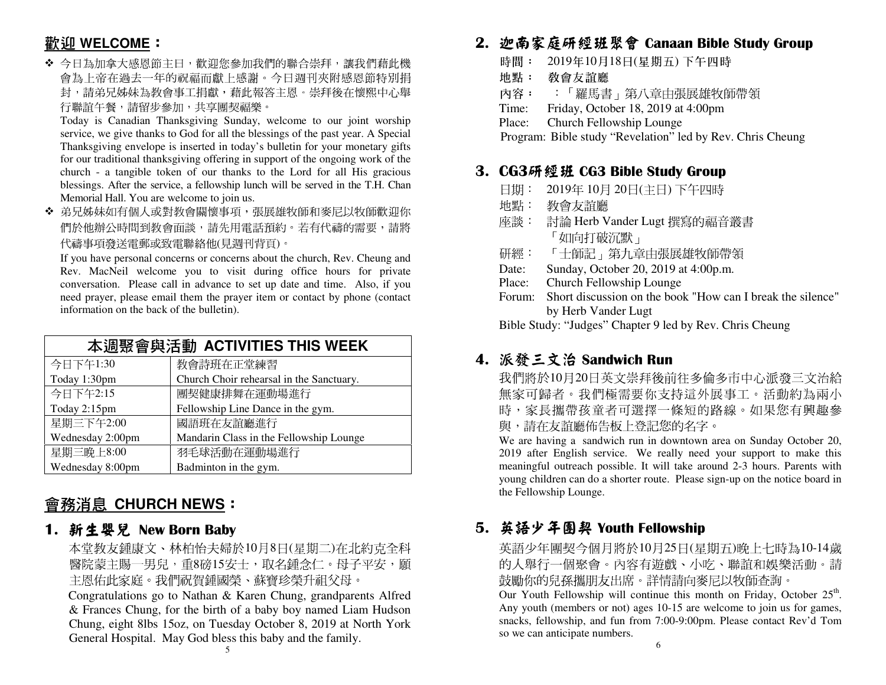## 歡迎 WELCOME：

- 今日為加拿大感恩節主日，歡迎您參加我們的聯合崇拜，讓我們藉此機會為上帝在過去一年的祝福而獻上感謝。今日週刊夾附感恩節特別捐封，請弟兄姊妹為教會事工捐獻，藉此報答主恩。崇拜後在懷熙中心舉行聯誼午餐，請留步參加，共享團契福樂。

  Today is Canadian Thanksgiving Sunday, welcome to our joint worship service, we give thanks to God for all the blessings of the past year. A Special Thanksgiving envelope is inserted in today's bulletin for your monetary gifts for our traditional thanksgiving offering in support of the ongoing work of the church - a tangible token of our thanks to the Lord for all His gracious blessings. After the service, a fellowship lunch will be served in the T.H. Chan Memorial Hall. You are welcome to join us.

- 弟兄姊妹如有個人或對教會關懷事項，張展雄牧師和麥尼以牧師歡迎你們於他辦公時間到教會面談，請先用電話預約。若有代禱的需要，請將代禱事項發送電郵或致電聯絡他(見週刊背頁)。

  If you have personal concerns or concerns about the church, Rev. Cheung and Rev. MacNeil welcome you to visit during office hours for private conversation. Please call in advance to set up date and time. Also, if you need prayer, please email them the prayer item or contact by phone (contact information on the back of the bulletin).

| 本週聚會與活動 ACTIVITIES THIS WEEK | |
|---|---|
| 今日下午1:30<br>Today 1:30pm | 教會詩班在正堂練習<br>Church Choir rehearsal in the Sanctuary. |
| 今日下午2:15<br>Today 2:15pm | 團契健康排舞在運動場進行<br>Fellowship Line Dance in the gym. |
| 星期三下午2:00<br>Wednesday 2:00pm | 國語班在友誼廳進行<br>Mandarin Class in the Fellowship Lounge |
| 星期三晚上8:00<br>Wednesday 8:00pm | 羽毛球活動在運動場進行<br>Badminton in the gym. |

## 會務消息 CHURCH NEWS：

### 1. 新生嬰兒 New Born Baby

本堂教友鍾康文、林柏怡夫婦於10月8日(星期二)在北約克全科醫院蒙主賜一男兒，重8磅15安士，取名鍾念仁。母子平安，願主恩佑此家庭。我們祝賀鍾國榮、蘇寶珍榮升祖父母。

Congratulations go to Nathan & Karen Chung, grandparents Alfred & Frances Chung, for the birth of a baby boy named Liam Hudson Chung, eight 8lbs 15oz, on Tuesday October 8, 2019 at North York General Hospital. May God bless this baby and the family.

### 2. 迦南家庭研經班聚會 Canaan Bible Study Group

時間： 2019年10月18日(星期五) 下午四時
地點： 教會友誼廳
內容： ：「羅馬書」第八章由張展雄牧師帶領
Time: Friday, October 18, 2019 at 4:00pm
Place: Church Fellowship Lounge
Program: Bible study "Revelation" led by Rev. Chris Cheung

### 3. CG3研經班 CG3 Bible Study Group

日期： 2019年 10月 20日(主日) 下午四時
地點： 教會友誼廳
座談： 討論 Herb Vander Lugt 撰寫的福音叢書「如向打破沉默」
研經： 「士師記」第九章由張展雄牧師帶領
Date: Sunday, October 20, 2019 at 4:00p.m.
Place: Church Fellowship Lounge
Forum: Short discussion on the book "How can I break the silence" by Herb Vander Lugt
Bible Study: "Judges" Chapter 9 led by Rev. Chris Cheung

### 4. 派發三文治 Sandwich Run

我們將於10月20日英文崇拜後前往多倫多市中心派發三文治給無家可歸者。我們極需要你支持這外展事工。活動約為兩小時，家長攜帶孩童者可選擇一條短的路線。如果您有興趣參與，請在友誼廳佈告板上登記您的名字。

We are having a sandwich run in downtown area on Sunday October 20, 2019 after English service. We really need your support to make this meaningful outreach possible. It will take around 2-3 hours. Parents with young children can do a shorter route. Please sign-up on the notice board in the Fellowship Lounge.

### 5. 英語少年團契 Youth Fellowship

英語少年團契今個月將於10月25日(星期五)晚上七時為10-14歲的人舉行一個聚會。內容有遊戲、小吃、聯誼和娛樂活動。請鼓勵你的兒孫攜朋友出席。詳情請向麥尼以牧師查詢。

Our Youth Fellowship will continue this month on Friday, October 25th. Any youth (members or not) ages 10-15 are welcome to join us for games, snacks, fellowship, and fun from 7:00-9:00pm. Please contact Rev'd Tom so we can anticipate numbers.